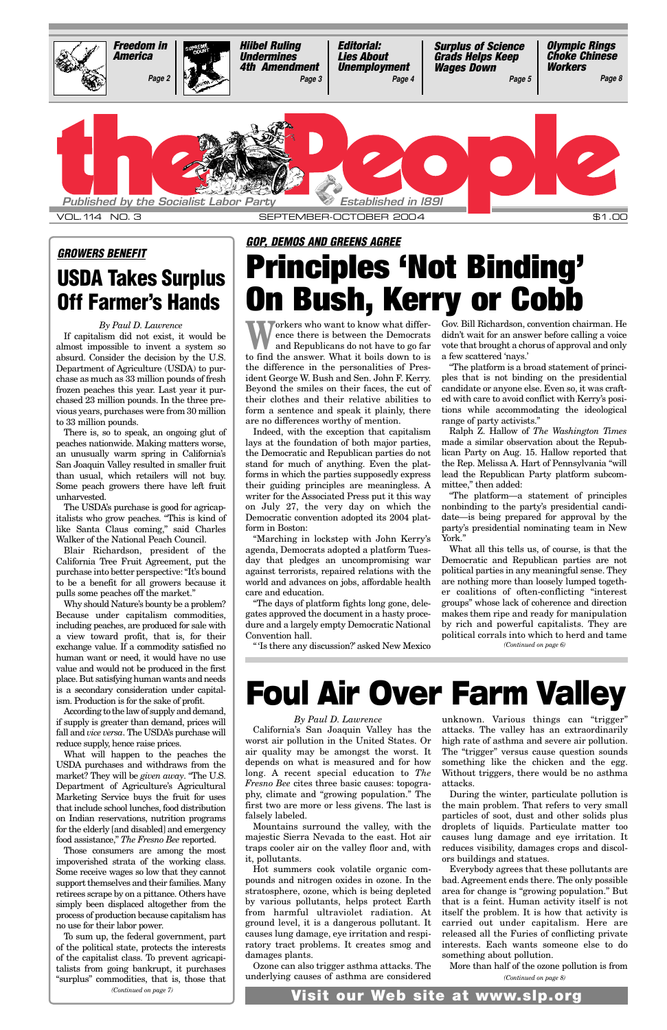**Freedom in America** Page 2

**Hiibel Ruling Undermines 4th Amendment** Page 3

**Editorial: Lies About Unemployment** Page 4

**Surplus of Science Grads Helps Keep Wages Down** Page 5

**Olympic Rings Choke Chinese Workers** Page 8

# the People

Published by the Socialist Labor Party — Established in 1891

VOL. 114 NO. 3 — SEPTEMBER-OCTOBER 2004 — $1.00

***GROWERS BENEFIT***

## USDA Takes Surplus Off Farmer's Hands

*By Paul D. Lawrence*

If capitalism did not exist, it would be almost impossible to invent a system so absurd. Consider the decision by the U.S. Department of Agriculture (USDA) to purchase as much as 33 million pounds of fresh frozen peaches this year. Last year it purchased 23 million pounds. In the three previous years, purchases were from 30 million to 33 million pounds.

There is, so to speak, an ongoing glut of peaches nationwide. Making matters worse, an unusually warm spring in California's San Joaquin Valley resulted in smaller fruit than usual, which retailers will not buy. Some peach growers there have left fruit unharvested.

The USDA's purchase is good for agricapitalists who grow peaches. "This is kind of like Santa Claus coming," said Charles Walker of the National Peach Council.

Blair Richardson, president of the California Tree Fruit Agreement, put the purchase into better perspective: "It's bound to be a benefit for all growers because it pulls some peaches off the market."

Why should Nature's bounty be a problem? Because under capitalism commodities, including peaches, are produced for sale with a view toward profit, that is, for their exchange value. If a commodity satisfied no human want or need, it would have no use value and would not be produced in the first place. But satisfying human wants and needs is a secondary consideration under capitalism. Production is for the sake of profit.

According to the law of supply and demand, if supply is greater than demand, prices will fall and *vice versa*. The USDA's purchase will reduce supply, hence raise prices.

What will happen to the peaches the USDA purchases and withdraws from the market? They will be *given away*. "The U.S. Department of Agriculture's Agricultural Marketing Service buys the fruit for uses that include school lunches, food distribution on Indian reservations, nutrition programs for the elderly [and disabled] and emergency food assistance," *The Fresno Bee* reported.

Those consumers are among the most impoverished strata of the working class. Some receive wages so low that they cannot support themselves and their families. Many retirees scrape by on a pittance. Others have simply been displaced altogether from the process of production because capitalism has no use for their labor power.

To sum up, the federal government, part of the political state, protects the interests of the capitalist class. To prevent agricapitalists from going bankrupt, it purchases "surplus" commodities, that is, those that

*(Continued on page 7)*

***GOP, DEMOS AND GREENS AGREE***

# Principles 'Not Binding' On Bush, Kerry or Cobb

Workers who want to know what difference there is between the Democrats and Republicans do not have to go far to find the answer. What it boils down to is the difference in the personalities of President George W. Bush and Sen. John F. Kerry. Beyond the smiles on their faces, the cut of their clothes and their relative abilities to form a sentence and speak it plainly, there are no differences worthy of mention.

Indeed, with the exception that capitalism lays at the foundation of both major parties, the Democratic and Republican parties do not stand for much of anything. Even the platforms in which the parties supposedly express their guiding principles are meaningless. A writer for the Associated Press put it this way on July 27, the very day on which the Democratic convention adopted its 2004 platform in Boston:

"Marching in lockstep with John Kerry's agenda, Democrats adopted a platform Tuesday that pledges an uncompromising war against terrorists, repaired relations with the world and advances on jobs, affordable health care and education.

"The days of platform fights long gone, delegates approved the document in a hasty procedure and a largely empty Democratic National Convention hall.

"'Is there any discussion?' asked New Mexico Gov. Bill Richardson, convention chairman. He didn't wait for an answer before calling a voice vote that brought a chorus of approval and only a few scattered 'nays.'

"The platform is a broad statement of principles that is not binding on the presidential candidate or anyone else. Even so, it was crafted with care to avoid conflict with Kerry's positions while accommodating the ideological range of party activists."

Ralph Z. Hallow of *The Washington Times* made a similar observation about the Republican Party on Aug. 15. Hallow reported that the Rep. Melissa A. Hart of Pennsylvania "will lead the Republican Party platform subcommittee," then added:

"The platform—a statement of principles nonbinding to the party's presidential candidate—is being prepared for approval by the party's presidential nominating team in New York."

What all this tells us, of course, is that the Democratic and Republican parties are not political parties in any meaningful sense. They are nothing more than loosely lumped together coalitions of often-conflicting "interest groups" whose lack of coherence and direction makes them ripe and ready for manipulation by rich and powerful capitalists. They are political corrals into which to herd and tame

*(Continued on page 6)*

# Foul Air Over Farm Valley

*By Paul D. Lawrence*

California's San Joaquin Valley has the worst air pollution in the United States. Or air quality may be amongst the worst. It depends on what is measured and for how long. A recent special education to *The Fresno Bee* cites three basic causes: topography, climate and "growing population." The first two are more or less givens. The last is falsely labeled.

Mountains surround the valley, with the majestic Sierra Nevada to the east. Hot air traps cooler air on the valley floor and, with it, pollutants.

Hot summers cook volatile organic compounds and nitrogen oxides in ozone. In the stratosphere, ozone, which is being depleted by various pollutants, helps protect Earth from harmful ultraviolet radiation. At ground level, it is a dangerous pollutant. It causes lung damage, eye irritation and respiratory tract problems. It creates smog and damages plants.

Ozone can also trigger asthma attacks. The underlying causes of asthma are considered unknown. Various things can "trigger" attacks. The valley has an extraordinarily high rate of asthma and severe air pollution. The "trigger" versus cause question sounds something like the chicken and the egg. Without triggers, there would be no asthma attacks.

During the winter, particulate pollution is the main problem. That refers to very small particles of soot, dust and other solids plus droplets of liquids. Particulate matter too causes lung damage and eye irritation. It reduces visibility, damages crops and discolors buildings and statues.

Everybody agrees that these pollutants are bad. Agreement ends there. The only possible area for change is "growing population." But that is a feint. Human activity itself is not itself the problem. It is how that activity is carried out under capitalism. Here are released all the Furies of conflicting private interests. Each wants someone else to do something about pollution.

More than half of the ozone pollution is from

*(Continued on page 8)*

**Visit our Web site at www.slp.org**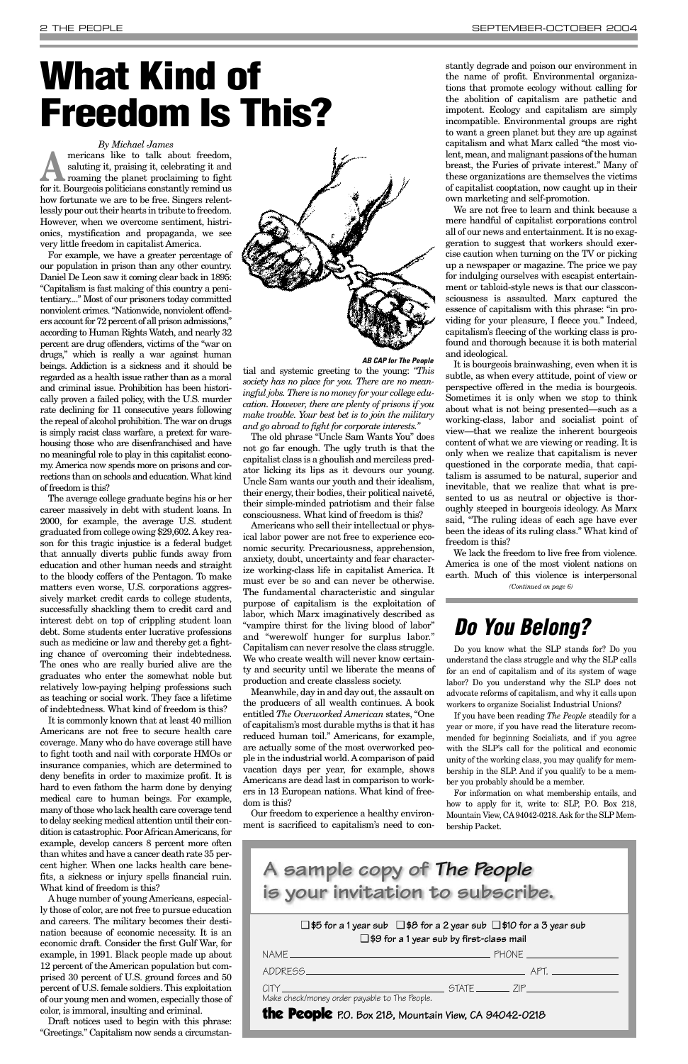# What Kind of Freedom Is This?

*By Michael James*

Americans like to talk about freedom, saluting it, praising it, celebrating it and roaming the planet proclaiming to fight for it. Bourgeois politicians constantly remind us how fortunate we are to be free. Singers relentlessly pour out their hearts in tribute to freedom. However, when we overcome sentiment, histrionics, mystification and propaganda, we see very little freedom in capitalist America.

For example, we have a greater percentage of our population in prison than any other country. Daniel De Leon saw it coming clear back in 1895: "Capitalism is fast making of this country a penitentiary...." Most of our prisoners today committed nonviolent crimes. "Nationwide, nonviolent offenders account for 72 percent of all prison admissions," according to Human Rights Watch, and nearly 32 percent are drug offenders, victims of the "war on drugs," which is really a war against human beings. Addiction is a sickness and it should be regarded as a health issue rather than as a moral and criminal issue. Prohibition has been historically proven a failed policy, with the U.S. murder rate declining for 11 consecutive years following the repeal of alcohol prohibition. The war on drugs is simply racist class warfare, a pretext for warehousing those who are disenfranchised and have no meaningful role to play in this capitalist economy. America now spends more on prisons and corrections than on schools and education. What kind of freedom is this?

The average college graduate begins his or her career massively in debt with student loans. In 2000, for example, the average U.S. student graduated from college owing $29,602. A key reason for this tragic injustice is a federal budget that annually diverts public funds away from education and other human needs and straight to the bloody coffers of the Pentagon. To make matters even worse, U.S. corporations aggressively market credit cards to college students, successfully shackling them to credit card and interest debt on top of crippling student loan debt. Some students enter lucrative professions such as medicine or law and thereby get a fighting chance of overcoming their indebtedness. The ones who are really buried alive are the graduates who enter the somewhat noble but relatively low-paying helping professions such as teaching or social work. They face a lifetime of indebtedness. What kind of freedom is this?

It is commonly known that at least 40 million Americans are not free to secure health care coverage. Many who do have coverage still have to fight tooth and nail with corporate HMOs or insurance companies, which are determined to deny benefits in order to maximize profit. It is hard to even fathom the harm done by denying medical care to human beings. For example, many of those who lack health care coverage tend to delay seeking medical attention until their condition is catastrophic. Poor African Americans, for example, develop cancers 8 percent more often than whites and have a cancer death rate 35 percent higher. When one lacks health care benefits, a sickness or injury spells financial ruin. What kind of freedom is this?

A huge number of young Americans, especially those of color, are not free to pursue education and careers. The military becomes their destination because of economic necessity. It is an economic draft. Consider the first Gulf War, for example, in 1991. Black people made up about 12 percent of the American population but comprised 30 percent of U.S. ground forces and 50 percent of U.S. female soldiers. This exploitation of our young men and women, especially those of color, is immoral, insulting and criminal.

Draft notices used to begin with this phrase: "Greetings." Capitalism now sends a circumstantial and systemic greeting to the young: *"This society has no place for you. There are no meaningful jobs. There is no money for your college education. However, there are plenty of prisons if you make trouble. Your best bet is to join the military and go abroad to fight for corporate interests."*

*AB CAP for The People*

The old phrase "Uncle Sam Wants You" does not go far enough. The ugly truth is that the capitalist class is a ghoulish and merciless predator licking its lips as it devours our young. Uncle Sam wants our youth and their idealism, their energy, their bodies, their political naiveté, their simple-minded patriotism and their false consciousness. What kind of freedom is this?

Americans who sell their intellectual or physical labor power are not free to experience economic security. Precariousness, apprehension, anxiety, doubt, uncertainty and fear characterize working-class life in capitalist America. It must ever be so and can never be otherwise. The fundamental characteristic and singular purpose of capitalism is the exploitation of labor, which Marx imaginatively described as "vampire thirst for the living blood of labor" and "werewolf hunger for surplus labor." Capitalism can never resolve the class struggle. We who create wealth will never know certainty and security until we liberate the means of production and create classless society.

Meanwhile, day in and day out, the assault on the producers of all wealth continues. A book entitled *The Overworked American* states, "One of capitalism's most durable myths is that it has reduced human toil." Americans, for example, are actually some of the most overworked people in the industrial world. A comparison of paid vacation days per year, for example, shows Americans are dead last in comparison to workers in 13 European nations. What kind of freedom is this?

Our freedom to experience a healthy environment is sacrificed to capitalism's need to constantly degrade and poison our environment in the name of profit. Environmental organizations that promote ecology without calling for the abolition of capitalism are pathetic and impotent. Ecology and capitalism are simply incompatible. Environmental groups are right to want a green planet but they are up against capitalism and what Marx called "the most violent, mean, and malignant passions of the human breast, the Furies of private interest." Many of these organizations are themselves the victims of capitalist cooptation, now caught up in their own marketing and self-promotion.

We are not free to learn and think because a mere handful of capitalist corporations control all of our news and entertainment. It is no exaggeration to suggest that workers should exercise caution when turning on the TV or picking up a newspaper or magazine. The price we pay for indulging ourselves with escapist entertainment or tabloid-style news is that our classconsciousness is assaulted. Marx captured the essence of capitalism with this phrase: "in providing for your pleasure, I fleece you." Indeed, capitalism's fleecing of the working class is profound and thorough because it is both material and ideological.

It is bourgeois brainwashing, even when it is subtle, as when every attitude, point of view or perspective offered in the media is bourgeois. Sometimes it is only when we stop to think about what is not being presented—such as a working-class, labor and socialist point of view—that we realize the inherent bourgeois content of what we are viewing or reading. It is only when we realize that capitalism is never questioned in the corporate media, that capitalism is assumed to be natural, superior and inevitable, that we realize that what is presented to us as neutral or objective is thoroughly steeped in bourgeois ideology. As Marx said, "The ruling ideas of each age have ever been the ideas of its ruling class." What kind of freedom is this?

We lack the freedom to live free from violence. America is one of the most violent nations on earth. Much of this violence is interpersonal

*(Continued on page 6)*

## Do You Belong?

Do you know what the SLP stands for? Do you understand the class struggle and why the SLP calls for an end of capitalism and of its system of wage labor? Do you understand why the SLP does not advocate reforms of capitalism, and why it calls upon workers to organize Socialist Industrial Unions?

If you have been reading *The People* steadily for a year or more, if you have read the literature recommended for beginning Socialists, and if you agree with the SLP's call for the political and economic unity of the working class, you may qualify for membership in the SLP. And if you qualify to be a member you probably should be a member.

For information on what membership entails, and how to apply for it, write to: SLP, P.O. Box 218, Mountain View, CA 94042-0218. Ask for the SLP Membership Packet.

## A sample copy of *The People* is your invitation to subscribe.

☐ $5 for a 1 year sub ☐ $8 for a 2 year sub ☐ $10 for a 3 year sub
☐ $9 for a 1 year sub by first-class mail

NAME ______________________ PHONE ______________

ADDRESS ______________________ APT. ______

CITY ______________ STATE ______ ZIP ______

Make check/money order payable to The People.

**the People** P.O. Box 218, Mountain View, CA 94042-0218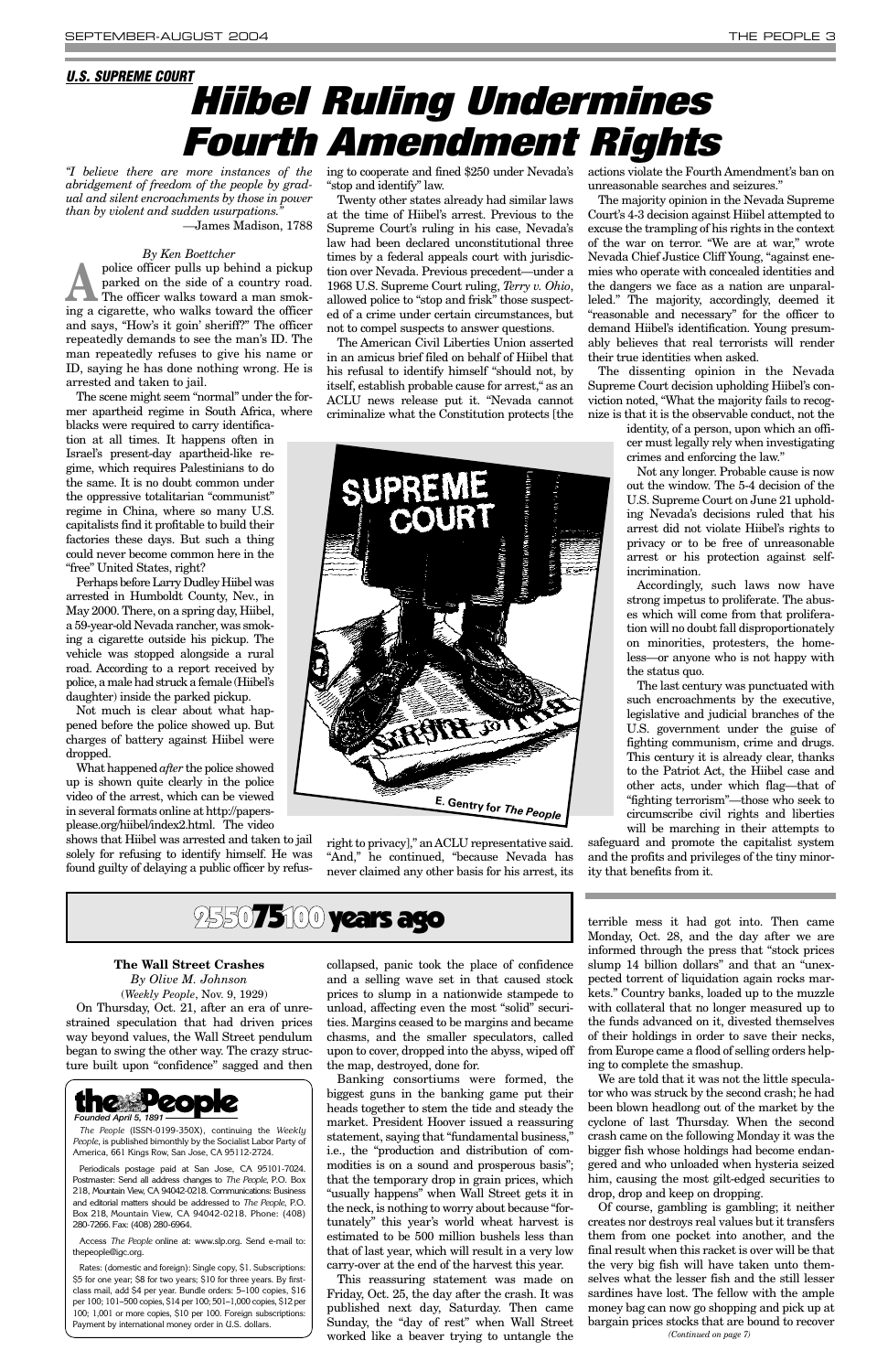## U.S. SUPREME COURT

# Hiibel Ruling Undermines Fourth Amendment Rights

*"I believe there are more instances of the abridgement of freedom of the people by gradual and silent encroachments by those in power than by violent and sudden usurpations."*
—James Madison, 1788

*By Ken Boettcher*

A police officer pulls up behind a pickup parked on the side of a country road. The officer walks toward a man smoking a cigarette, who walks toward the officer and says, "How's it goin' sheriff?" The officer repeatedly demands to see the man's ID. The man repeatedly refuses to give his name or ID, saying he has done nothing wrong. He is arrested and taken to jail.

The scene might seem "normal" under the former apartheid regime in South Africa, where blacks were required to carry identification at all times. It happens often in Israel's present-day apartheid-like regime, which requires Palestinians to do the same. It is no doubt common under the oppressive totalitarian "communist" regime in China, where so many U.S. capitalists find it profitable to build their factories these days. But such a thing could never become common here in the "free" United States, right?

Perhaps before Larry Dudley Hiibel was arrested in Humboldt County, Nev., in May 2000. There, on a spring day, Hiibel, a 59-year-old Nevada rancher, was smoking a cigarette outside his pickup. The vehicle was stopped alongside a rural road. According to a report received by police, a male had struck a female (Hiibel's daughter) inside the parked pickup.

Not much is clear about what happened before the police showed up. But charges of battery against Hiibel were dropped.

What happened *after* the police showed up is shown quite clearly in the police video of the arrest, which can be viewed in several formats online at http://papersplease.org/hiibel/index2.html. The video shows that Hiibel was arrested and taken to jail solely for refusing to identify himself. He was found guilty of delaying a public officer by refusing to cooperate and fined $250 under Nevada's "stop and identify" law.

Twenty other states already had similar laws at the time of Hiibel's arrest. Previous to the Supreme Court's ruling in his case, Nevada's law had been declared unconstitutional three times by a federal appeals court with jurisdiction over Nevada. Previous precedent—under a 1968 U.S. Supreme Court ruling, *Terry v. Ohio*, allowed police to "stop and frisk" those suspected of a crime under certain circumstances, but not to compel suspects to answer questions.

The American Civil Liberties Union asserted in an amicus brief filed on behalf of Hiibel that his refusal to identify himself "should not, by itself, establish probable cause for arrest," as an ACLU news release put it. "Nevada cannot criminalize what the Constitution protects [the right to privacy]," an ACLU representative said. "And," he continued, "because Nevada has never claimed any other basis for his arrest, its actions violate the Fourth Amendment's ban on unreasonable searches and seizures."

The majority opinion in the Nevada Supreme Court's 4-3 decision against Hiibel attempted to excuse the trampling of his rights in the context of the war on terror. "We are at war," wrote Nevada Chief Justice Cliff Young, "against enemies who operate with concealed identities and the dangers we face as a nation are unparalleled." The majority, accordingly, deemed it "reasonable and necessary" for the officer to demand Hiibel's identification. Young presumably believes that real terrorists will render their true identities when asked.

The dissenting opinion in the Nevada Supreme Court decision upholding Hiibel's conviction noted, "What the majority fails to recognize is that it is the observable conduct, not the identity, of a person, upon which an officer must legally rely when investigating crimes and enforcing the law."

Not any longer. Probable cause is now out the window. The 5-4 decision of the U.S. Supreme Court on June 21 upholding Nevada's decisions ruled that his arrest did not violate Hiibel's rights to privacy or to be free of unreasonable arrest or his protection against self-incrimination.

Accordingly, such laws now have strong impetus to proliferate. The abuses which will come from that proliferation will no doubt fall disproportionately on minorities, protesters, the homeless—or anyone who is not happy with the status quo.

The last century was punctuated with such encroachments by the executive, legislative and judicial branches of the U.S. government under the guise of fighting communism, crime and drugs. This century it is already clear, thanks to the Patriot Act, the Hiibel case and other acts, under which flag—that of "fighting terrorism"—those who seek to circumscribe civil rights and liberties will be marching in their attempts to safeguard and promote the capitalist system and the profits and privileges of the tiny minority that benefits from it.

E. Gentry for *The People*

---

# 25 50 75 100 years ago

### The Wall Street Crashes

*By Olive M. Johnson*
(*Weekly People*, Nov. 9, 1929)

On Thursday, Oct. 21, after an era of unrestrained speculation that had driven prices way beyond values, the Wall Street pendulum began to swing the other way. The crazy structure built upon "confidence" sagged and then collapsed, panic took the place of confidence and a selling wave set in that caused stock prices to slump in a nationwide stampede to unload, affecting even the most "solid" securities. Margins ceased to be margins and became chasms, and the smaller speculators, called upon to cover, dropped into the abyss, wiped off the map, destroyed, done for.

Banking consortiums were formed, the biggest guns in the banking game put their heads together to stem the tide and steady the market. President Hoover issued a reassuring statement, saying that "fundamental business," i.e., the "production and distribution of commodities is on a sound and prosperous basis"; that the temporary drop in grain prices, which "usually happens" when Wall Street gets it in the neck, is nothing to worry about because "fortunately" this year's world wheat harvest is estimated to be 500 million bushels less than that of last year, which will result in a very low carry-over at the end of the harvest this year.

This reassuring statement was made on Friday, Oct. 25, the day after the crash. It was published next day, Saturday. Then came Sunday, the "day of rest" when Wall Street worked like a beaver trying to untangle the terrible mess it had got into. Then came Monday, Oct. 28, and the day after we are informed through the press that "stock prices slump 14 billion dollars" and that an "unexpected torrent of liquidation again rocks markets." Country banks, loaded up to the muzzle with collateral that no longer measured up to the funds advanced on it, divested themselves of their holdings in order to save their necks, from Europe came a flood of selling orders helping to complete the smashup.

We are told that it was not the little speculator who was struck by the second crash; he had been blown headlong out of the market by the cyclone of last Thursday. When the second crash came on the following Monday it was the bigger fish whose holdings had become endangered and who unloaded when hysteria seized him, causing the most gilt-edged securities to drop, drop and keep on dropping.

Of course, gambling is gambling; it neither creates nor destroys real values but it transfers them from one pocket into another, and the final result when this racket is over will be that the very big fish will have taken unto themselves what the lesser fish and the still lesser sardines have lost. The fellow with the ample money bag can now go shopping and pick up at bargain prices stocks that are bound to recover

*(Continued on page 7)*

---

**the People**
*Founded April 5, 1891*

*The People* (ISSN-0199-350X), continuing the *Weekly People*, is published bimonthly by the Socialist Labor Party of America, 661 Kings Row, San Jose, CA 95112-2724.

Periodicals postage paid at San Jose, CA 95101-7024. Postmaster: Send all address changes to *The People*, P.O. Box 218, Mountain View, CA 94042-0218. Communications: Business and editorial matters should be addressed to *The People*, P.O. Box 218, Mountain View, CA 94042-0218. Phone: (408) 280-7266. Fax: (408) 280-6964.

Access *The People* online at: www.slp.org. Send e-mail to: thepeople@igc.org.

Rates: (domestic and foreign): Single copy, $1. Subscriptions: $5 for one year; $8 for two years; $10 for three years. By first-class mail, add $4 per year. Bundle orders: 5–100 copies, $16 per 100; 101–500 copies, $14 per 100; 501–1,000 copies, $12 per 100; 1,001 or more copies, $10 per 100. Foreign subscriptions: Payment by international money order in U.S. dollars.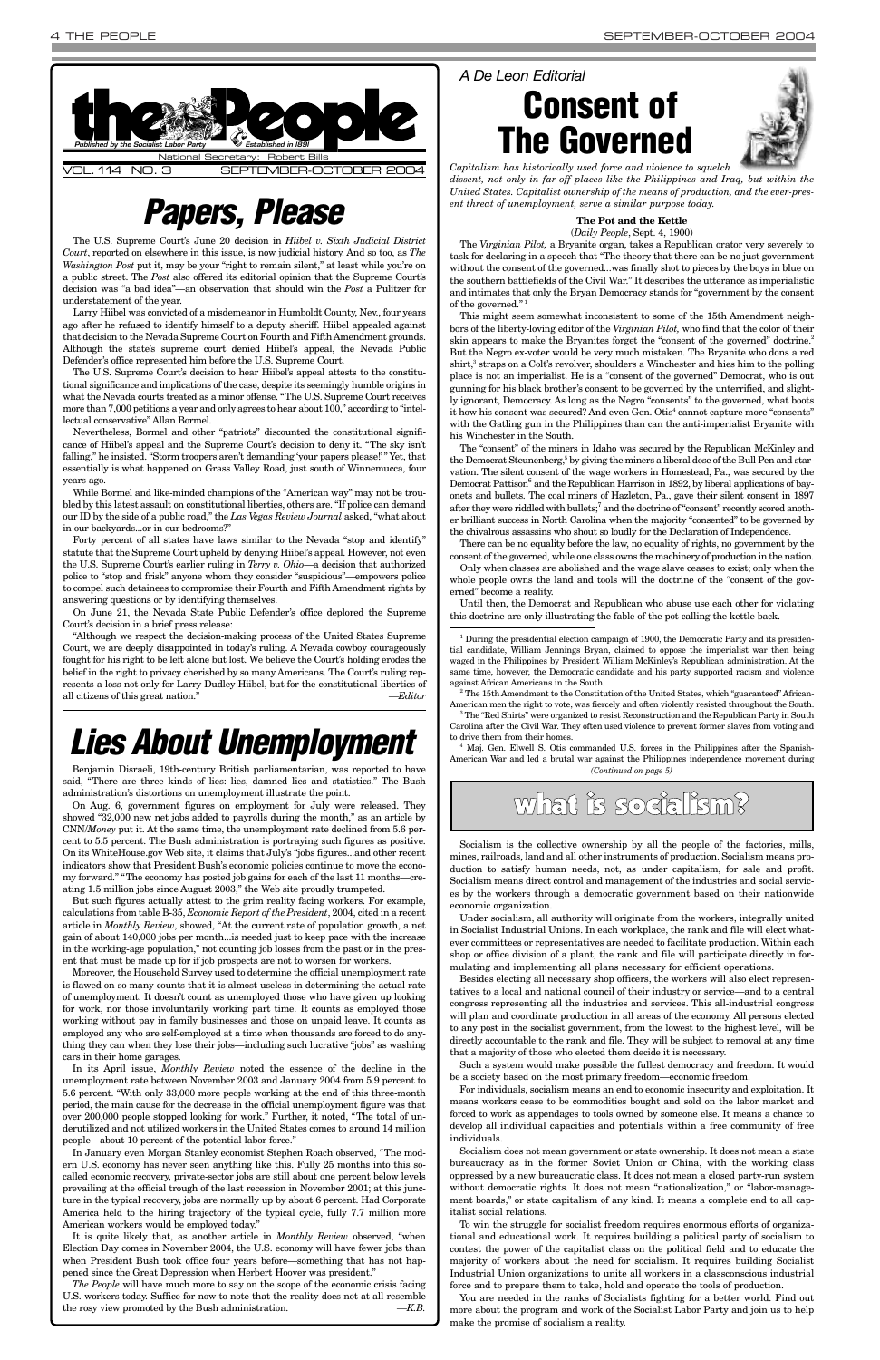# the People

*Published by the Socialist Labor Party* — *Established in 1891*

National Secretary: Robert Bills

VOL. 114 NO. 3 SEPTEMBER-OCTOBER 2004

# Papers, Please

The U.S. Supreme Court's June 20 decision in *Hiibel v. Sixth Judicial District Court*, reported on elsewhere in this issue, is now judicial history. And so too, as *The Washington Post* put it, may be your "right to remain silent," at least while you're on a public street. The *Post* also offered its editorial opinion that the Supreme Court's decision was "a bad idea"—an observation that should win the *Post* a Pulitzer for understatement of the year.

Larry Hiibel was convicted of a misdemeanor in Humboldt County, Nev., four years ago after he refused to identify himself to a deputy sheriff. Hiibel appealed against that decision to the Nevada Supreme Court on Fourth and Fifth Amendment grounds. Although the state's supreme court denied Hiibel's appeal, the Nevada Public Defender's office represented him before the U.S. Supreme Court.

The U.S. Supreme Court's decision to hear Hiibel's appeal attests to the constitutional significance and implications of the case, despite its seemingly humble origins in what the Nevada courts treated as a minor offense. "The U.S. Supreme Court receives more than 7,000 petitions a year and only agrees to hear about 100," according to "intellectual conservative" Allan Bormel.

Nevertheless, Bormel and other "patriots" discounted the constitutional significance of Hiibel's appeal and the Supreme Court's decision to deny it. "The sky isn't falling," he insisted. "Storm troopers aren't demanding 'your papers please!'" Yet, that essentially is what happened on Grass Valley Road, just south of Winnemucca, four years ago.

While Bormel and like-minded champions of the "American way" may not be troubled by this latest assault on constitutional liberties, others are. "If police can demand our ID by the side of a public road," the *Las Vegas Review Journal* asked, "what about in our backyards...or in our bedrooms?"

Forty percent of all states have laws similar to the Nevada "stop and identify" statute that the Supreme Court upheld by denying Hiibel's appeal. However, not even the U.S. Supreme Court's earlier ruling in *Terry v. Ohio*—a decision that authorized police to "stop and frisk" anyone whom they consider "suspicious"—empowers police to compel such detainees to compromise their Fourth and Fifth Amendment rights by answering questions or by identifying themselves.

On June 21, the Nevada State Public Defender's office deplored the Supreme Court's decision in a brief press release:

"Although we respect the decision-making process of the United States Supreme Court, we are deeply disappointed in today's ruling. A Nevada cowboy courageously fought for his right to be left alone but lost. We believe the Court's holding erodes the belief in the right to privacy cherished by so many Americans. The Court's ruling represents a loss not only for Larry Dudley Hiibel, but for the constitutional liberties of all citizens of this great nation." —*Editor*

# Lies About Unemployment

Benjamin Disraeli, 19th-century British parliamentarian, was reported to have said, "There are three kinds of lies: lies, damned lies and statistics." The Bush administration's distortions on unemployment illustrate the point.

On Aug. 6, government figures on employment for July were released. They showed "32,000 new net jobs added to payrolls during the month," as an article by CNN/*Money* put it. At the same time, the unemployment rate declined from 5.6 percent to 5.5 percent. The Bush administration is portraying such figures as positive. On its WhiteHouse.gov Web site, it claims that July's "jobs figures...and other recent indicators show that President Bush's economic policies continue to move the economy forward." "The economy has posted job gains for each of the last 11 months—creating 1.5 million jobs since August 2003," the Web site proudly trumpeted.

But such figures actually attest to the grim reality facing workers. For example, calculations from table B-35, *Economic Report of the President*, 2004, cited in a recent article in *Monthly Review*, showed, "At the current rate of population growth, a net gain of about 140,000 jobs per month...is needed just to keep pace with the increase in the working-age population," not counting job losses from the past or in the present that must be made up for if job prospects are not to worsen for workers.

Moreover, the Household Survey used to determine the official unemployment rate is flawed on so many counts that it is almost useless in determining the actual rate of unemployment. It doesn't count as unemployed those who have given up looking for work, nor those involuntarily working part time. It counts as employed those working without pay in family businesses and those on unpaid leave. It counts as employed any who are self-employed at a time when thousands are forced to do anything they can when they lose their jobs—including such lucrative "jobs" as washing cars in their home garages.

In its April issue, *Monthly Review* noted the essence of the decline in the unemployment rate between November 2003 and January 2004 from 5.9 percent to 5.6 percent. "With only 33,000 more people working at the end of this three-month period, the main cause for the decrease in the official unemployment figure was that over 200,000 people stopped looking for work." Further, it noted, "The total of underutilized and not utilized workers in the United States comes to around 14 million people—about 10 percent of the potential labor force."

In January even Morgan Stanley economist Stephen Roach observed, "The modern U.S. economy has never seen anything like this. Fully 25 months into this so-called economic recovery, private-sector jobs are still about one percent below levels prevailing at the official trough of the last recession in November 2001; at this juncture in the typical recovery, jobs are normally up by about 6 percent. Had Corporate America held to the hiring trajectory of the typical cycle, fully 7.7 million more American workers would be employed today."

It is quite likely that, as another article in *Monthly Review* observed, "when Election Day comes in November 2004, the U.S. economy will have fewer jobs than when President Bush took office four years before—something that has not happened since the Great Depression when Herbert Hoover was president."

*The People* will have much more to say on the scope of the economic crisis facing U.S. workers today. Suffice for now to note that the reality does not at all resemble the rosy view promoted by the Bush administration. —*K.B.*

*A De Leon Editorial*

# Consent of The Governed

*Capitalism has historically used force and violence to squelch dissent, not only in far-off places like the Philippines and Iraq, but within the United States. Capitalist ownership of the means of production, and the ever-present threat of unemployment, serve a similar purpose today.*

**The Pot and the Kettle**

(*Daily People*, Sept. 4, 1900)

The *Virginian Pilot,* a Bryanite organ, takes a Republican orator very severely to task for declaring in a speech that "The theory that there can be no just government without the consent of the governed...was finally shot to pieces by the boys in blue on the southern battlefields of the Civil War." It describes the utterance as imperialistic and intimates that only the Bryan Democracy stands for "government by the consent of the governed."[1]

This might seem somewhat inconsistent to some of the 15th Amendment neighbors of the liberty-loving editor of the *Virginian Pilot,* who find that the color of their skin appears to make the Bryanites forget the "consent of the governed" doctrine.[2] But the Negro ex-voter would be very much mistaken. The Bryanite who dons a red shirt,[3] straps on a Colt's revolver, shoulders a Winchester and hies him to the polling place is not an imperialist. He is a "consent of the governed" Democrat, who is out gunning for his black brother's consent to be governed by the unterrified, and slightly ignorant, Democracy. As long as the Negro "consents" to the governed, what boots it how his consent was secured? And even Gen. Otis[4] cannot capture more "consents" with the Gatling gun in the Philippines than can the anti-imperialist Bryanite with his Winchester in the South.

The "consent" of the miners in Idaho was secured by the Republican McKinley and the Democrat Steunenberg,[5] by giving the miners a liberal dose of the Bull Pen and starvation. The silent consent of the wage workers in Homestead, Pa., was secured by the Democrat Pattison[6] and the Republican Harrison in 1892, by liberal applications of bayonets and bullets. The coal miners of Hazleton, Pa., gave their silent consent in 1897 after they were riddled with bullets;[7] and the doctrine of "consent" recently scored another brilliant success in North Carolina when the majority "consented" to be governed by the chivalrous assassins who shout so loudly for the Declaration of Independence.

There can be no equality before the law, no equality of rights, no government by the consent of the governed, while one class owns the machinery of production in the nation.

Only when classes are abolished and the wage slave ceases to exist; only when the whole people owns the land and tools will the doctrine of the "consent of the governed" become a reality.

Until then, the Democrat and Republican who abuse use each other for violating this doctrine are only illustrating the fable of the pot calling the kettle back.

[1] During the presidential election campaign of 1900, the Democratic Party and its presidential candidate, William Jennings Bryan, claimed to oppose the imperialist war then being waged in the Philippines by President William McKinley's Republican administration. At the same time, however, the Democratic candidate and his party supported racism and violence against African Americans in the South.

[2] The 15th Amendment to the Constitution of the United States, which "guaranteed" African-American men the right to vote, was fiercely and often violently resisted throughout the South.

[3] The "Red Shirts" were organized to resist Reconstruction and the Republican Party in South Carolina after the Civil War. They often used violence to prevent former slaves from voting and to drive them from their homes.

[4] Maj. Gen. Elwell S. Otis commanded U.S. forces in the Philippines after the Spanish-American War and led a brutal war against the Philippines independence movement during

*(Continued on page 5)*

# what is socialism?

Socialism is the collective ownership by all the people of the factories, mills, mines, railroads, land and all other instruments of production. Socialism means production to satisfy human needs, not, as under capitalism, for sale and profit. Socialism means direct control and management of the industries and social services by the workers through a democratic government based on their nationwide economic organization.

Under socialism, all authority will originate from the workers, integrally united in Socialist Industrial Unions. In each workplace, the rank and file will elect whatever committees or representatives are needed to facilitate production. Within each shop or office division of a plant, the rank and file will participate directly in formulating and implementing all plans necessary for efficient operations.

Besides electing all necessary shop officers, the workers will also elect representatives to a local and national council of their industry or service—and to a central congress representing all the industries and services. This all-industrial congress will plan and coordinate production in all areas of the economy. All persons elected to any post in the socialist government, from the lowest to the highest level, will be directly accountable to the rank and file. They will be subject to removal at any time that a majority of those who elected them decide it is necessary.

Such a system would make possible the fullest democracy and freedom. It would be a society based on the most primary freedom—economic freedom.

For individuals, socialism means an end to economic insecurity and exploitation. It means workers cease to be commodities bought and sold on the labor market and forced to work as appendages to tools owned by someone else. It means a chance to develop all individual capacities and potentials within a free community of free individuals.

Socialism does not mean government or state ownership. It does not mean a state bureaucracy as in the former Soviet Union or China, with the working class oppressed by a new bureaucratic class. It does not mean a closed party-run system without democratic rights. It does not mean "nationalization," or "labor-management boards," or state capitalism of any kind. It means a complete end to all capitalist social relations.

To win the struggle for socialist freedom requires enormous efforts of organizational and educational work. It requires building a political party of socialism to contest the power of the capitalist class on the political field and to educate the majority of workers about the need for socialism. It requires building Socialist Industrial Union organizations to unite all workers in a classconscious industrial force and to prepare them to take, hold and operate the tools of production.

You are needed in the ranks of Socialists fighting for a better world. Find out more about the program and work of the Socialist Labor Party and join us to help make the promise of socialism a reality.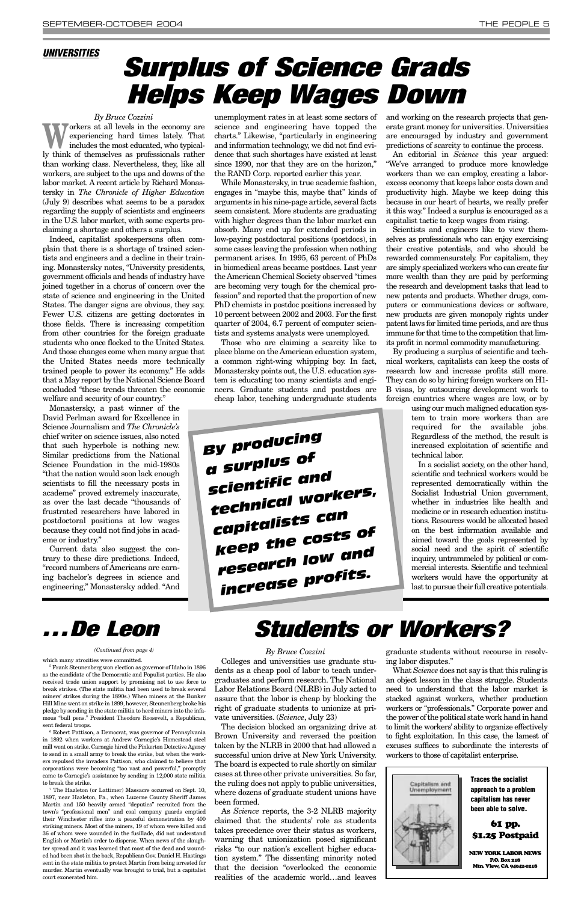*UNIVERSITIES*

# Surplus of Science Grads Helps Keep Wages Down

*By Bruce Cozzini*

Workers at all levels in the economy are experiencing hard times lately. That includes the most educated, who typically think of themselves as professionals rather than working class. Nevertheless, they, like all workers, are subject to the ups and downs of the labor market. A recent article by Richard Monastersky in *The Chronicle of Higher Education* (July 9) describes what seems to be a paradox regarding the supply of scientists and engineers in the U.S. labor market, with some experts proclaiming a shortage and others a surplus.

Indeed, capitalist spokespersons often complain that there is a shortage of trained scientists and engineers and a decline in their training. Monastersky notes, "University presidents, government officials and heads of industry have joined together in a chorus of concern over the state of science and engineering in the United States. The danger signs are obvious, they say. Fewer U.S. citizens are getting doctorates in those fields. There is increasing competition from other countries for the foreign graduate students who once flocked to the United States. And those changes come when many argue that the United States needs more technically trained people to power its economy." He adds that a May report by the National Science Board concluded "these trends threaten the economic welfare and security of our country."

Monastersky, a past winner of the David Perlman award for Excellence in Science Journalism and *The Chronicle's* chief writer on science issues, also noted that such hyperbole is nothing new. Similar predictions from the National Science Foundation in the mid-1980s "that the nation would soon lack enough scientists to fill the necessary posts in academe" proved extremely inaccurate, as over the last decade "thousands of frustrated researchers have labored in postdoctoral positions at low wages because they could not find jobs in academe or industry."

Current data also suggest the contrary to these dire predictions. Indeed, "record numbers of Americans are earning bachelor's degrees in science and engineering," Monastersky added. "And unemployment rates in at least some sectors of science and engineering have topped the charts." Likewise, "particularly in engineering and information technology, we did not find evidence that such shortages have existed at least since 1990, nor that they are on the horizon," the RAND Corp. reported earlier this year.

While Monastersky, in true academic fashion, engages in "maybe this, maybe that" kinds of arguments in his nine-page article, several facts seem consistent. More students are graduating with higher degrees than the labor market can absorb. Many end up for extended periods in low-paying postdoctoral positions (postdocs), in some cases leaving the profession when nothing permanent arises. In 1995, 63 percent of PhDs in biomedical areas became postdocs. Last year the American Chemical Society observed "times are becoming very tough for the chemical profession" and reported that the proportion of new PhD chemists in postdoc positions increased by 10 percent between 2002 and 2003. For the first quarter of 2004, 6.7 percent of computer scientists and systems analysts were unemployed.

Those who are claiming a scarcity like to place blame on the American education system, a common right-wing whipping boy. In fact, Monastersky points out, the U.S. education system is educating too many scientists and engineers. Graduate students and postdocs are cheap labor, teaching undergraduate students and working on the research projects that generate grant money for universities. Universities are encouraged by industry and government predictions of scarcity to continue the process.

An editorial in *Science* this year argued: "We've arranged to produce more knowledge workers than we can employ, creating a labor-excess economy that keeps labor costs down and productivity high. Maybe we keep doing this because in our heart of hearts, we really prefer it this way." Indeed a surplus is encouraged as a capitalist tactic to keep wages from rising.

Scientists and engineers like to view themselves as professionals who can enjoy exercising their creative potentials, and who should be rewarded commensurately. For capitalism, they are simply specialized workers who can create far more wealth than they are paid by performing the research and development tasks that lead to new patents and products. Whether drugs, computers or communications devices or software, new products are given monopoly rights under patent laws for limited time periods, and are thus immune for that time to the competition that limits profit in normal commodity manufacturing.

By producing a surplus of scientific and technical workers, capitalists can keep the costs of research low and increase profits still more. They can do so by hiring foreign workers on H1-B visas, by outsourcing development work to foreign countries where wages are low, or by using our much maligned education system to train more workers than are required for the available jobs. Regardless of the method, the result is increased exploitation of scientific and technical labor.

In a socialist society, on the other hand, scientific and technical workers would be represented democratically within the Socialist Industrial Union government, whether in industries like health and medicine or in research education institutions. Resources would be allocated based on the best information available and aimed toward the goals represented by social need and the spirit of scientific inquiry, untrammeled by political or commercial interests. Scientific and technical workers would have the opportunity at last to pursue their full creative potentials.

> ***By producing a surplus of scientific and technical workers, capitalists can keep the costs of research low and increase profits.***

# . . . De Leon

*(Continued from page 4)*

which many atrocities were committed.

[5] Frank Steunenberg won election as governor of Idaho in 1896 as the candidate of the Democratic and Populist parties. He also received trade union support by promising not to use force to break strikes. (The state militia had been used to break several miners' strikes during the 1890s.) When miners at the Bunker Hill Mine went on strike in 1899, however, Steunenberg broke his pledge by sending in the state militia to herd miners into the infamous "bull pens." President Theodore Roosevelt, a Republican, sent federal troops.

[6] Robert Pattison, a Democrat, was governor of Pennsylvania in 1892 when workers at Andrew Carnegie's Homestead steel mill went on strike. Carnegie hired the Pinkerton Detective Agency to send in a small army to break the strike, but when the workers repulsed the invaders Pattison, who claimed to believe that corporations were becoming "too vast and powerful," promptly came to Carnegie's assistance by sending in 12,000 state militia to break the strike.

[7] The Hazleton (or Lattimer) Massacre occurred on Sept. 10, 1897, near Hazleton, Pa., when Luzerne County Sheriff James Martin and 150 heavily armed "deputies" recruited from the town's "professional men" and coal company guards emptied their Winchester rifles into a peaceful demonstration by 400 striking miners. Most of the miners, 19 of whom were killed and 36 of whom were wounded in the fusillade, did not understand English or Martin's order to disperse. When news of the slaughter spread and it was learned that most of the dead and wounded had been shot in the back, Republican Gov. Daniel H. Hastings sent in the state militia to protect Martin from being arrested for murder. Martin eventually was brought to trial, but a capitalist court exonerated him.

# Students or Workers?

*By Bruce Cozzini*

Colleges and universities use graduate students as a cheap pool of labor to teach undergraduates and perform research. The National Labor Relations Board (NLRB) in July acted to assure that the labor is cheap by blocking the right of graduate students to unionize at private universities. (*Science*, July 23)

The decision blocked an organizing drive at Brown University and reversed the position taken by the NLRB in 2000 that had allowed a successful union drive at New York University. The board is expected to rule shortly on similar cases at three other private universities. So far, the ruling does not apply to public universities, where dozens of graduate student unions have been formed.

As *Science* reports, the 3-2 NLRB majority claimed that the students' role as students takes precedence over their status as workers, warning that unionization posed significant risks "to our nation's excellent higher education system." The dissenting minority noted that the decision "overlooked the economic realities of the academic world…and leaves graduate students without recourse in resolving labor disputes."

What *Science* does not say is that this ruling is an object lesson in the class struggle. Students need to understand that the labor market is stacked against workers, whether production workers or "professionals." Corporate power and the power of the political state work hand in hand to limit the workers' ability to organize effectively to fight exploitation. In this case, the lamest of excuses suffices to subordinate the interests of workers to those of capitalist enterprise.

---

Capitalism and Unemployment

**Traces the socialist approach to a problem capitalism has never been able to solve.**

**61 pp.**
**$1.25 Postpaid**

**NEW YORK LABOR NEWS**
**P.O. Box 218**
**Mtn. View, CA 94042-0218**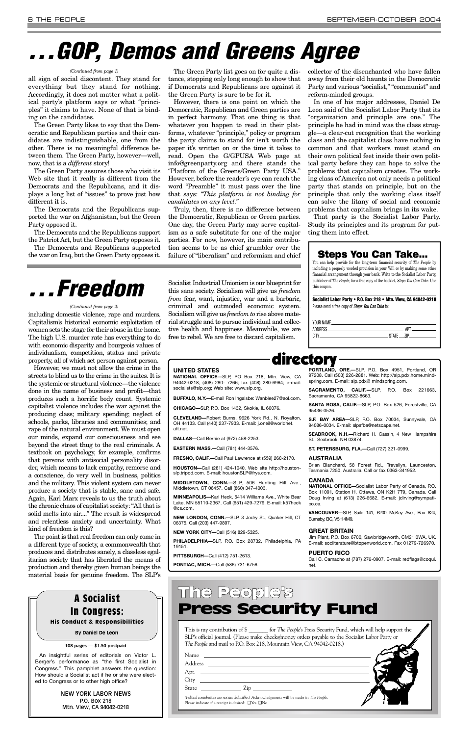# . . . GOP, Demos and Greens Agree

*(Continued from page 1)*

all sign of social discontent. They stand for everything but they stand for nothing. Accordingly, it does not matter what a political party's platform says or what "principles" it claims to have. None of that is binding on the candidates.

The Green Party likes to say that the Democratic and Republican parties and their candidates are indistinguishable, one from the other. There is no meaningful difference between them. The Green Party, however—well, now, that is a *different* story!

The Green Party assures those who visit its Web site that it really is different from the Democrats and the Republicans, and it displays a long list of "issues" to prove just how different it is.

The Democrats and the Republicans supported the war on Afghanistan, but the Green Party opposed it.

The Democrats and the Republicans support the Patriot Act, but the Green Party opposes it.

The Democrats and Republicans supported the war on Iraq, but the Green Party opposes it.

The Green Party list goes on for quite a distance, stopping only long enough to show that if Democrats and Republicans are against it the Green Party is sure to be for it.

However, there is one point on which the Democratic, Republican and Green parties are in perfect harmony. That one thing is that whatever you happen to read in their platforms, whatever "principle," policy or program the party claims to stand for isn't worth the paper it's written on or the time it takes to read. Open the G/GPUSA Web page at info@greenparty.org and there stands the "Platform of the Greens/Green Party USA." However, before the reader's eye can reach the word "Preamble" it must pass over the line that says: *"This platform is not binding for candidates on any level."*

Truly, then, there is no difference between the Democratic, Republican or Green parties. One day, the Green Party may serve capitalism as a safe substitute for one of the major parties. For now, however, its main contribution seems to be as chief grumbler over the failure of "liberalism" and reformism and chief collector of the disenchanted who have fallen away from their old haunts in the Democratic Party and various "socialist," "communist" and reform-minded groups.

In one of his major addresses, Daniel De Leon said of the Socialist Labor Party that its "organization and principle are one." The principle he had in mind was the class struggle—a clear-cut recognition that the working class and the capitalist class have nothing in common and that workers must stand on their own political feet inside their own political party before they can hope to solve the problems that capitalism creates. The working class of America not only needs a political party that stands on principle, but on the principle that only the working class itself can solve the litany of social and economic problems that capitalism brings in its wake.

That party is the Socialist Labor Party. Study its principles and its program for putting them into effect.

## Steps You Can Take...

You can help provide for the long-term financial security of *The People* by including a properly worded provision in your Will or by making some other financial arrangement through your bank. Write to the Socialist Labor Party, publisher of *The People*, for a free copy of the booklet, *Steps You Can Take*. Use this coupon.

**Socialist Labor Party • P.O. Box 218 • Mtn. View, CA 94042-0218**
Please send a free copy of *Steps You Can Take* to:

YOUR NAME ______________________
ADDRESS ______________________ APT. ______
CITY ______________________ STATE ___ ZIP ______

# . . . Freedom

*(Continued from page 2)*

including domestic violence, rape and murders. Capitalism's historical economic exploitation of women sets the stage for their abuse in the home. The high U.S. murder rate has everything to do with economic disparity and bourgeois values of individualism, competition, status and private property, all of which set person against person.

However, we must not allow the crime in the streets to blind us to the crime in the suites. It is the systemic or structural violence—the violence done in the name of business and profit—that produces such a horrific body count. Systemic capitalist violence includes the war against the producing class; military spending; neglect of schools, parks, libraries and communities; and rape of the natural environment. We must open our minds, expand our consciousness and see beyond the street thug to the real criminals. A textbook on psychology, for example, confirms that persons with antisocial personality disorder, which means to lack empathy, remorse and a conscience, do very well in business, politics and the military. This violent system can never produce a society that is stable, sane and safe. Again, Karl Marx reveals to us the truth about the chronic chaos of capitalist society: "All that is solid melts into air...." The result is widespread and relentless anxiety and uncertainty. What kind of freedom is this?

The point is that real freedom can only come in a different type of society, a commonwealth that produces and distributes sanely, a classless egalitarian society that has liberated the means of production and thereby given human beings the material basis for genuine freedom. The SLP's Socialist Industrial Unionism is our blueprint for this sane society. Socialism will give us *freedom from* fear, want, injustice, war and a barbaric, criminal and outmoded economic system. Socialism will give us *freedom to* rise above material struggle and to pursue individual and collective health and happiness. Meanwhile, we are free to rebel. We are free to discard capitalism.

## directory

**UNITED STATES**

**NATIONAL OFFICE—**SLP, PO Box 218, Mtn. View, CA 94042-0218; (408) 280- 7266; fax (408) 280-6964; e-mail: socialists@slp.org; Web site: www.slp.org.

**BUFFALO, N.Y.—**E-mail Ron Ingalsbe: Wanblee27@aol.com.

**CHICAGO—**SLP, P.O. Box 1432, Skokie, IL 60076.

**CLEVELAND—**Robert Burns, 9626 York Rd., N. Royalton, OH 44133. Call (440) 237-7933. E-mail: j.oneil@worldnet. att.net.

**DALLAS—**Call Bernie at (972) 458-2253.

**EASTERN MASS.—**Call (781) 444-3576.

**FRESNO, CALIF.—**Call Paul Lawrence at (559) 268-2170.

**HOUSTON—**Call (281) 424-1040. Web site http://houston-slp.tripod.com. E-mail: houstonSLP@frys.com.

**MIDDLETOWN, CONN.—**SLP, 506 Hunting Hill Ave., Middletown, CT 06457. Call (860) 347-4003.

**MINNEAPOLIS—**Karl Heck, 5414 Williams Ave., White Bear Lake, MN 55110-2367. Call (651) 429-7279. E-mail: k57heck @cs.com.

**NEW LONDON, CONN.—**SLP, 3 Jodry St., Quaker Hill, CT 06375. Call (203) 447-9897.

**NEW YORK CITY—**Call (516) 829-5325.

**PHILADELPHIA—**SLP, P.O. Box 28732, Philadelphia, PA 19151.

**PITTSBURGH—**Call (412) 751-2613.

**PONTIAC, MICH.—**Call (586) 731-6756.

**PORTLAND, ORE.—**SLP, P.O. Box 4951, Portland, OR 97208. Call (503) 226-2881. Web: http://slp.pdx.home.mindspring.com. E-mail: slp.pdx@ mindspring.com.

**SACRAMENTO, CALIF.—**SLP, P.O. Box 221663, Sacramento, CA 95822-8663.

**SANTA ROSA, CALIF.—**SLP, P.O. Box 526, Forestville, CA 95436-0526.

**S.F. BAY AREA—**SLP, P.O. Box 70034, Sunnyvale, CA 94086-0034. E-mail: slpsfba@netscape.net.

**SEABROOK, N.H.—**Richard H. Cassin, 4 New Hampshire St., Seabrook, NH 03874.

**ST. PETERSBURG, FLA.—**Call (727) 321-0999.

**AUSTRALIA**

Brian Blanchard, 58 Forest Rd., Trevallyn, Launceston, Tasmania 7250, Australia. Call or fax 0363-341952.

**CANADA**

**NATIONAL OFFICE—**Socialist Labor Party of Canada, P.O. Box 11091, Station H, Ottawa, ON K2H 7T9, Canada. Call Doug Irving at (613) 226-6682. E-mail: jdirving@sympatico.ca.

**VANCOUVER—**SLP, Suite 141, 6200 McKay Ave., Box 824, Burnaby, BC, V5H 4M9.

**GREAT BRITAIN**

Jim Plant, P.O. Box 6700, Sawbridgeworth, CM21 0WA, UK. E-mail: socliterature@btopenworld.com. Fax 01279-726970.

**PUERTO RICO**

Call C. Camacho at (787) 276-0907. E-mail: redflags@coqui. net.

## A Socialist In Congress:
### His Conduct & Responsibilities

By Daniel De Leon

**108 pages — $1.50 postpaid**

An insightful series of editorials on Victor L. Berger's performance as "the first Socialist in Congress." This pamphlet answers the question: How should a Socialist act if he or she were elected to Congress or to other high office?

NEW YORK LABOR NEWS
P.O. Box 218
Mtn. View, CA 94042-0218

## The People's Press Security Fund

This is my contribution of $ _______ for *The People's* Press Security Fund, which will help support the SLP's official journal. (Please make checks/money orders payable to the Socialist Labor Party or *The People* and mail to P.O. Box 218, Mountain View, CA 94042-0218.)

Name ______________________
Address ______________________
Apt. ______________________
City ______________________
State __________ Zip __________

*(Political contributions are not tax deductible.)* Acknowledgments will be made in *The People*. Please indicate if a receipt is desired: ☐Yes ☐No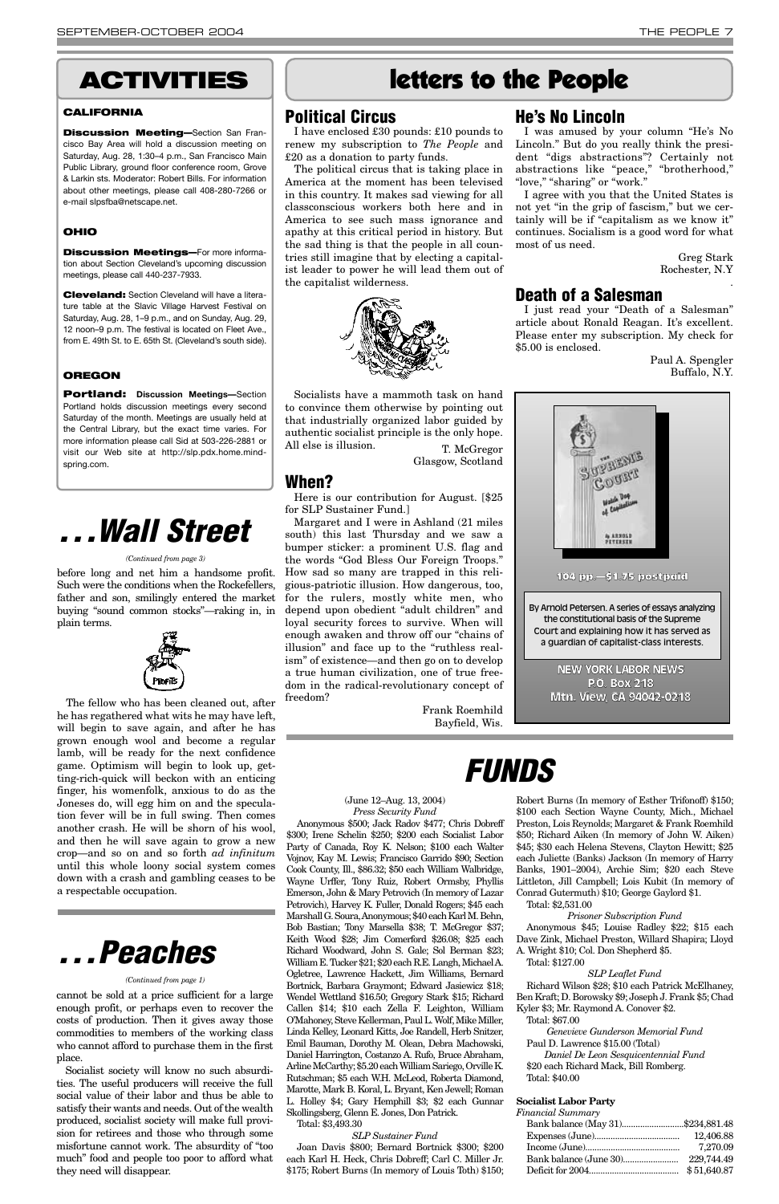# ACTIVITIES

### CALIFORNIA

**Discussion Meeting—**Section San Francisco Bay Area will hold a discussion meeting on Saturday, Aug. 28, 1:30–4 p.m., San Francisco Main Public Library, ground floor conference room, Grove & Larkin sts. Moderator: Robert Bills. For information about other meetings, please call 408-280-7266 or e-mail slpsfba@netscape.net.

### OHIO

**Discussion Meetings—**For more information about Section Cleveland's upcoming discussion meetings, please call 440-237-7933.

**Cleveland:** Section Cleveland will have a literature table at the Slavic Village Harvest Festival on Saturday, Aug. 28, 1–9 p.m., and on Sunday, Aug. 29, 12 noon–9 p.m. The festival is located on Fleet Ave., from E. 49th St. to E. 65th St. (Cleveland's south side).

### OREGON

**Portland: Discussion Meetings—**Section Portland holds discussion meetings every second Saturday of the month. Meetings are usually held at the Central Library, but the exact time varies. For more information please call Sid at 503-226-2881 or visit our Web site at http://slp.pdx.home.mindspring.com.

# . . . Wall Street

*(Continued from page 3)*

before long and net him a handsome profit. Such were the conditions when the Rockefellers, father and son, smilingly entered the market buying "sound common stocks"—raking in, in plain terms.

The fellow who has been cleaned out, after he has regathered what wits he may have left, will begin to save again, and after he has grown enough wool and become a regular lamb, will be ready for the next confidence game. Optimism will begin to look up, getting-rich-quick will beckon with an enticing finger, his womenfolk, anxious to do as the Joneses do, will egg him on and the speculation fever will be in full swing. Then comes another crash. He will be shorn of his wool, and then he will save again to grow a new crop—and so on and so forth *ad infinitum* until this whole loony social system comes down with a crash and gambling ceases to be a respectable occupation.

# . . . Peaches

*(Continued from page 1)*

cannot be sold at a price sufficient for a large enough profit, or perhaps even to recover the costs of production. Then it gives away those commodities to members of the working class who cannot afford to purchase them in the first place.

Socialist society will know no such absurdities. The useful producers will receive the full social value of their labor and thus be able to satisfy their wants and needs. Out of the wealth produced, socialist society will make full provision for retirees and those who through some misfortune cannot work. The absurdity of "too much" food and people too poor to afford what they need will disappear.

# letters to the People

## Political Circus

I have enclosed £30 pounds: £10 pounds to renew my subscription to *The People* and £20 as a donation to party funds.

The political circus that is taking place in America at the moment has been televised in this country. It makes sad viewing for all classconscious workers both here and in America to see such mass ignorance and apathy at this critical period in history. But the sad thing is that the people in all countries still imagine that by electing a capitalist leader to power he will lead them out of the capitalist wilderness.

Socialists have a mammoth task on hand to convince them otherwise by pointing out that industrially organized labor guided by authentic socialist principle is the only hope. All else is illusion.

T. McGregor
Glasgow, Scotland

## When?

Here is our contribution for August. [$25 for SLP Sustainer Fund.]

Margaret and I were in Ashland (21 miles south) this last Thursday and we saw a bumper sticker: a prominent U.S. flag and the words "God Bless Our Foreign Troops." How sad so many are trapped in this religious-patriotic illusion. How dangerous, too, for the rulers, mostly white men, who depend upon obedient "adult children" and loyal security forces to survive. When will enough awaken and throw off our "chains of illusion" and face up to the "ruthless realism" of existence—and then go on to develop a true human civilization, one of true freedom in the radical-revolutionary concept of freedom?

Frank Roemhild
Bayfield, Wis.

## He's No Lincoln

I was amused by your column "He's No Lincoln." But do you really think the president "digs abstractions"? Certainly not abstractions like "peace," "brotherhood," "love," "sharing" or "work."

I agree with you that the United States is not yet "in the grip of fascism," but we certainly will be if "capitalism as we know it" continues. Socialism is a good word for what most of us need.

Greg Stark
Rochester, N.Y.

## Death of a Salesman

I just read your "Death of a Salesman" article about Ronald Reagan. It's excellent. Please enter my subscription. My check for $5.00 is enclosed.

Paul A. Spengler
Buffalo, N.Y.

**The Supreme Court — Watch Dog of Capitalism**

**104 pp.—$1.75 postpaid**

By Arnold Petersen. A series of essays analyzing the constitutional basis of the Supreme Court and explaining how it has served as a guardian of capitalist-class interests.

**NEW YORK LABOR NEWS**
**P.O. Box 218**
**Mtn. View, CA 94042-0218**

# FUNDS

(June 12–Aug. 13, 2004)

*Press Security Fund*

Anonymous $500; Jack Radov $477; Chris Dobreff $300; Irene Schelin $250; $200 each Socialist Labor Party of Canada, Roy K. Nelson; $100 each Walter Vojnov, Kay M. Lewis; Francisco Garrido $90; Section Cook County, Ill., $86.32; $50 each William Walbridge, Wayne Urffer, Tony Ruiz, Robert Ormsby, Phyllis Emerson, John & Mary Petrovich (In memory of Lazar Petrovich), Harvey K. Fuller, Donald Rogers; $45 each Marshall G. Soura, Anonymous; $40 each Karl M. Behn, Bob Bastian; Tony Marsella $38; T. McGregor $37; Keith Wood $28; Jim Comerford $26.08; $25 each Richard Woodward, John S. Gale; Sol Berman $23; William E. Tucker $21; $20 each R.E. Langh, Michael A. Ogletree, Lawrence Hackett, Jim Williams, Bernard Bortnick, Barbara Graymont; Edward Jasiewicz $18; Wendel Wettland $16.50; Gregory Stark $15; Richard Callen $14; $10 each Zella F. Leighton, William O'Mahoney, Steve Kellerman, Paul L. Wolf, Mike Miller, Linda Kelley, Leonard Kitts, Joe Randell, Herb Snitzer, Emil Bauman, Dorothy M. Olean, Debra Machowski, Daniel Harrington, Costanzo A. Rufo, Bruce Abraham, Arline McCarthy; $5.20 each William Sariego, Orville K. Rutschman; $5 each W.H. McLeod, Roberta Diamond, Marotte, Mark B. Koral, L. Bryant, Ken Jewell; Roman L. Holley $4; Gary Hemphill $3; $2 each Gunnar Skollingsberg, Glenn E. Jones, Don Patrick.

Total: $3,493.30

*SLP Sustainer Fund*

Joan Davis $800; Bernard Bortnick $300; $200 each Karl H. Heck, Chris Dobreff; Carl C. Miller Jr. $175; Robert Burns (In memory of Louis Toth) $150; Robert Burns (In memory of Esther Trifonoff) $150; $100 each Section Wayne County, Mich., Michael Preston, Lois Reynolds; Margaret & Frank Roemhild $50; Richard Aiken (In memory of John W. Aiken) $45; $30 each Helena Stevens, Clayton Hewitt; $25 each Juliette (Banks) Jackson (In memory of Harry Banks, 1901–2004), Archie Sim; $20 each Steve Littleton, Jill Campbell; Lois Kubit (In memory of Conrad Gutermuth) $10; George Gaylord $1.

Total: $2,531.00

*Prisoner Subscription Fund*

Anonymous $45; Louise Radley $22; $15 each Dave Zink, Michael Preston, Willard Shapira; Lloyd A. Wright $10; Col. Don Shepherd $5.

Total: $127.00

*SLP Leaflet Fund*

Richard Wilson $28; $10 each Patrick McElhaney, Ben Kraft; D. Borowsky $9; Joseph J. Frank $5; Chad Kyler $3; Mr. Raymond A. Conover $2.

Total: $67.00

*Genevieve Gunderson Memorial Fund*

Paul D. Lawrence $15.00 (Total)

*Daniel De Leon Sesquicentennial Fund*

$20 each Richard Mack, Bill Romberg.

Total: $40.00

**Socialist Labor Party**

*Financial Summary*

| | |
|---|---|
| Bank balance (May 31) | $234,881.48 |
| Expenses (June) | 12,406.88 |
| Income (June) | 7,270.09 |
| Bank balance (June 30) | 229,744.49 |
| Deficit for 2004 | $ 51,640.87 |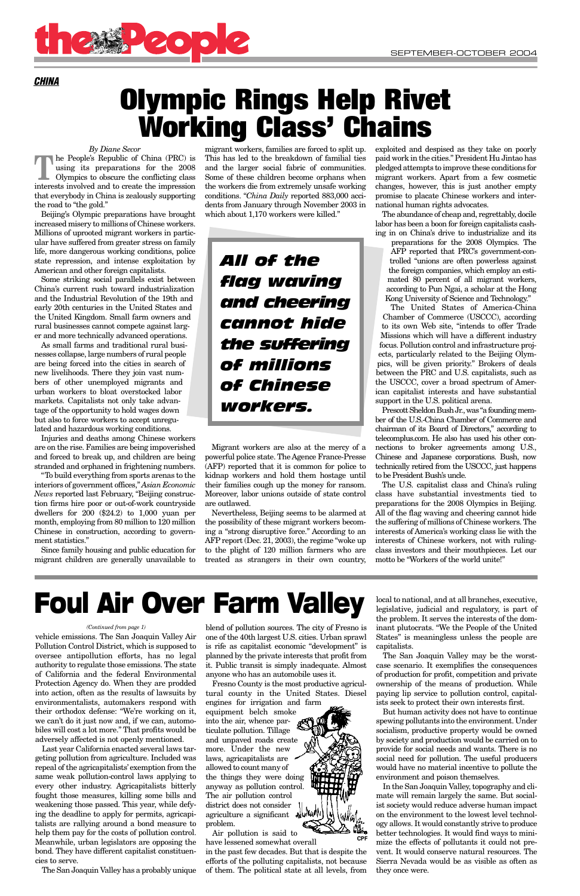*CHINA*

# Olympic Rings Help Rivet Working Class' Chains

*By Diane Secor*

The People's Republic of China (PRC) is using its preparations for the 2008 Olympics to obscure the conflicting class interests involved and to create the impression that everybody in China is zealously supporting the road to "the gold."

Beijing's Olympic preparations have brought increased misery to millions of Chinese workers. Millions of uprooted migrant workers in particular have suffered from greater stress on family life, more dangerous working conditions, police state repression, and intense exploitation by American and other foreign capitalists.

Some striking social parallels exist between China's current rush toward industrialization and the Industrial Revolution of the 19th and early 20th centuries in the United States and the United Kingdom. Small farm owners and rural businesses cannot compete against larger and more technically advanced operations.

As small farms and traditional rural businesses collapse, large numbers of rural people are being forced into the cities in search of new livelihoods. There they join vast numbers of other unemployed migrants and urban workers to bloat overstocked labor markets. Capitalists not only take advantage of the opportunity to hold wages down but also to force workers to accept unregulated and hazardous working conditions.

Injuries and deaths among Chinese workers are on the rise. Families are being impoverished and forced to break up, and children are being stranded and orphaned in frightening numbers.

"To build everything from sports arenas to the interiors of government offices," *Asian Economic News* reported last February, "Beijing construction firms hire poor or out-of-work countryside dwellers for 200 ($24.2) to 1,000 yuan per month, employing from 80 million to 120 million Chinese in construction, according to government statistics."

Since family housing and public education for migrant children are generally unavailable to migrant workers, families are forced to split up. This has led to the breakdown of familial ties and the larger social fabric of communities. Some of these children become orphans when the workers die from extremely unsafe working conditions. "*China Daily* reported 883,000 accidents from January through November 2003 in which about 1,170 workers were killed."

> ***All of the flag waving and cheering cannot hide the suffering of millions of Chinese workers.***

Migrant workers are also at the mercy of a powerful police state. The Agence France-Presse (AFP) reported that it is common for police to kidnap workers and hold them hostage until their families cough up the money for ransom. Moreover, labor unions outside of state control are outlawed.

Nevertheless, Beijing seems to be alarmed at the possibility of these migrant workers becoming a "strong disruptive force." According to an AFP report (Dec. 21, 2003), the regime "woke up to the plight of 120 million farmers who are treated as strangers in their own country, exploited and despised as they take on poorly paid work in the cities." President Hu Jintao has pledged attempts to improve these conditions for migrant workers. Apart from a few cosmetic changes, however, this is just another empty promise to placate Chinese workers and international human rights advocates.

The abundance of cheap and, regrettably, docile labor has been a boon for foreign capitalists cashing in on China's drive to industrialize and its preparations for the 2008 Olympics. The AFP reported that PRC's government-controlled "unions are often powerless against the foreign companies, which employ an estimated 80 percent of all migrant workers, according to Pun Ngai, a scholar at the Hong Kong University of Science and Technology."

The United States of America-China Chamber of Commerce (USCCC), according to its own Web site, "intends to offer Trade Missions which will have a different industry focus. Pollution control and infrastructure projects, particularly related to the Beijing Olympics, will be given priority." Brokers of deals between the PRC and U.S. capitalists, such as the USCCC, cover a broad spectrum of American capitalist interests and have substantial support in the U.S. political arena.

Prescott Sheldon Bush Jr., was "a founding member of the U.S.-China Chamber of Commerce and chairman of its Board of Directors," according to telecomplus.com. He also has used his other connections to broker agreements among U.S., Chinese and Japanese corporations. Bush, now technically retired from the USCCC, just happens to be President Bush's uncle.

The U.S. capitalist class and China's ruling class have substantial investments tied to preparations for the 2008 Olympics in Beijing. All of the flag waving and cheering cannot hide the suffering of millions of Chinese workers. The interests of America's working class lie with the interests of Chinese workers, not with ruling-class investors and their mouthpieces. Let our motto be "Workers of the world unite!"

# Foul Air Over Farm Valley

*(Continued from page 1)*

vehicle emissions. The San Joaquin Valley Air Pollution Control District, which is supposed to oversee antipollution efforts, has no legal authority to regulate those emissions. The state of California and the federal Environmental Protection Agency do. When they are prodded into action, often as the results of lawsuits by environmentalists, automakers respond with their orthodox defense: "We're working on it, we can't do it just now and, if we can, automobiles will cost a lot more." That profits would be adversely affected is not openly mentioned.

Last year California enacted several laws targeting pollution from agriculture. Included was repeal of the agricapitalists' exemption from the same weak pollution-control laws applying to every other industry. Agricapitalists bitterly fought those measures, killing some bills and weakening those passed. This year, while defying the deadline to apply for permits, agricapitalists are rallying around a bond measure to help them pay for the costs of pollution control. Meanwhile, urban legislators are opposing the bond. They have different capitalist constituencies to serve.

The San Joaquin Valley has a probably unique blend of pollution sources. The city of Fresno is one of the 40th largest U.S. cities. Urban sprawl is rife as capitalist economic "development" is planned by the private interests that profit from it. Public transit is simply inadequate. Almost anyone who has an automobile uses it.

Fresno County is the most productive agricultural county in the United States. Diesel engines for irrigation and farm equipment belch smoke into the air, whence particulate pollution. Tillage and unpaved roads create more. Under the new laws, agricapitalists are allowed to count many of the things they were doing anyway as pollution control. The air pollution control district does not consider agriculture a significant problem.

Air pollution is said to have lessened somewhat overall in the past few decades. But that is despite the efforts of the polluting capitalists, not because of them. The political state at all levels, from local to national, and at all branches, executive, legislative, judicial and regulatory, is part of the problem. It serves the interests of the dominant plutocrats. "We the People of the United States" is meaningless unless the people are capitalists.

The San Joaquin Valley may be the worst-case scenario. It exemplifies the consequences of production for profit, competition and private ownership of the means of production. While paying lip service to pollution control, capitalists seek to protect their own interests first.

But human activity does not have to continue spewing pollutants into the environment. Under socialism, productive property would be owned by society and production would be carried on to provide for social needs and wants. There is no social need for pollution. The useful producers would have no material incentive to pollute the environment and poison themselves.

In the San Joaquin Valley, topography and climate will remain largely the same. But socialist society would reduce adverse human impact on the environment to the lowest level technology allows. It would constantly strive to produce better technologies. It would find ways to minimize the effects of pollutants it could not prevent. It would conserve natural resources. The Sierra Nevada would be as visible as often as they once were.